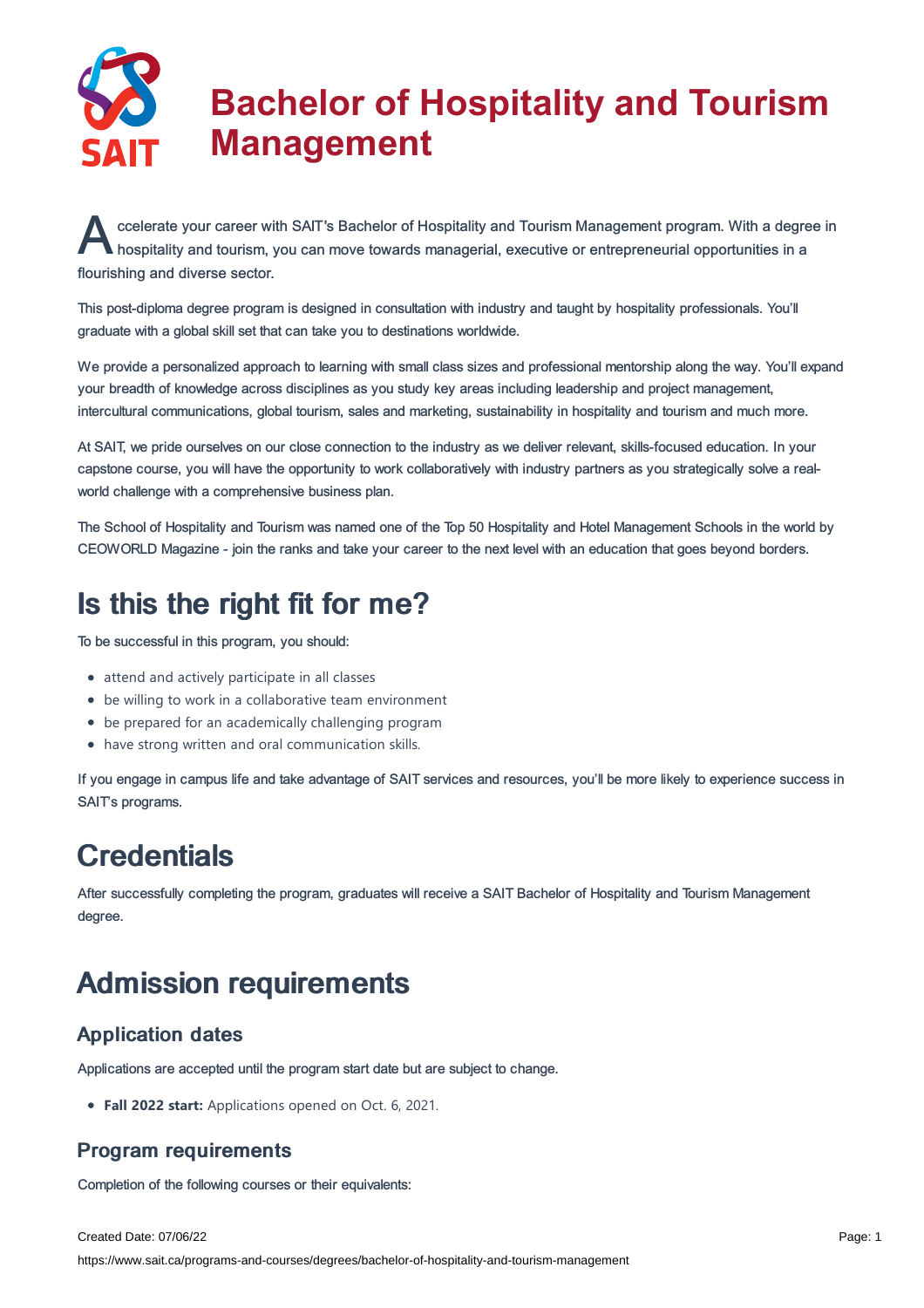# Bachelor of Hospitality and Tourism Management

Accelerate your career with SAIT's Bachelor of Hospitality and Tourism Management program. With a degree in hospitality and tourism, you can move towards managerial, executive or entrepreneurial opportunities in a flourishing and diverse sector.

This post-diploma degree program is designed in consultation with industry and taught by hospitality professionals. You'll graduate with a global skill set that can take you to destinations worldwide.

We provide a personalized approach to learning with small class sizes and professional mentorship along the way. You'll expand your breadth of knowledge across disciplines as you study key areas including leadership and project management, intercultural communications, global tourism, sales and marketing, sustainability in hospitality and tourism and much more.

At SAIT, we pride ourselves on our close connection to the industry as we deliver relevant, skills-focused education. In your capstone course, you will have the opportunity to work collaboratively with industry partners as you strategically solve a real-world challenge with a comprehensive business plan.

The School of Hospitality and Tourism was named one of the Top 50 Hospitality and Hotel Management Schools in the world by CEOWORLD Magazine - join the ranks and take your career to the next level with an education that goes beyond borders.

## Is this the right fit for me?

To be successful in this program, you should:

- attend and actively participate in all classes
- be willing to work in a collaborative team environment
- be prepared for an academically challenging program
- have strong written and oral communication skills.

If you engage in campus life and take advantage of SAIT services and resources, you'll be more likely to experience success in SAIT's programs.

## Credentials

After successfully completing the program, graduates will receive a SAIT Bachelor of Hospitality and Tourism Management degree.

## Admission requirements

### Application dates

Applications are accepted until the program start date but are subject to change.

- **Fall 2022 start:** Applications opened on Oct. 6, 2021.

### Program requirements

Completion of the following courses or their equivalents: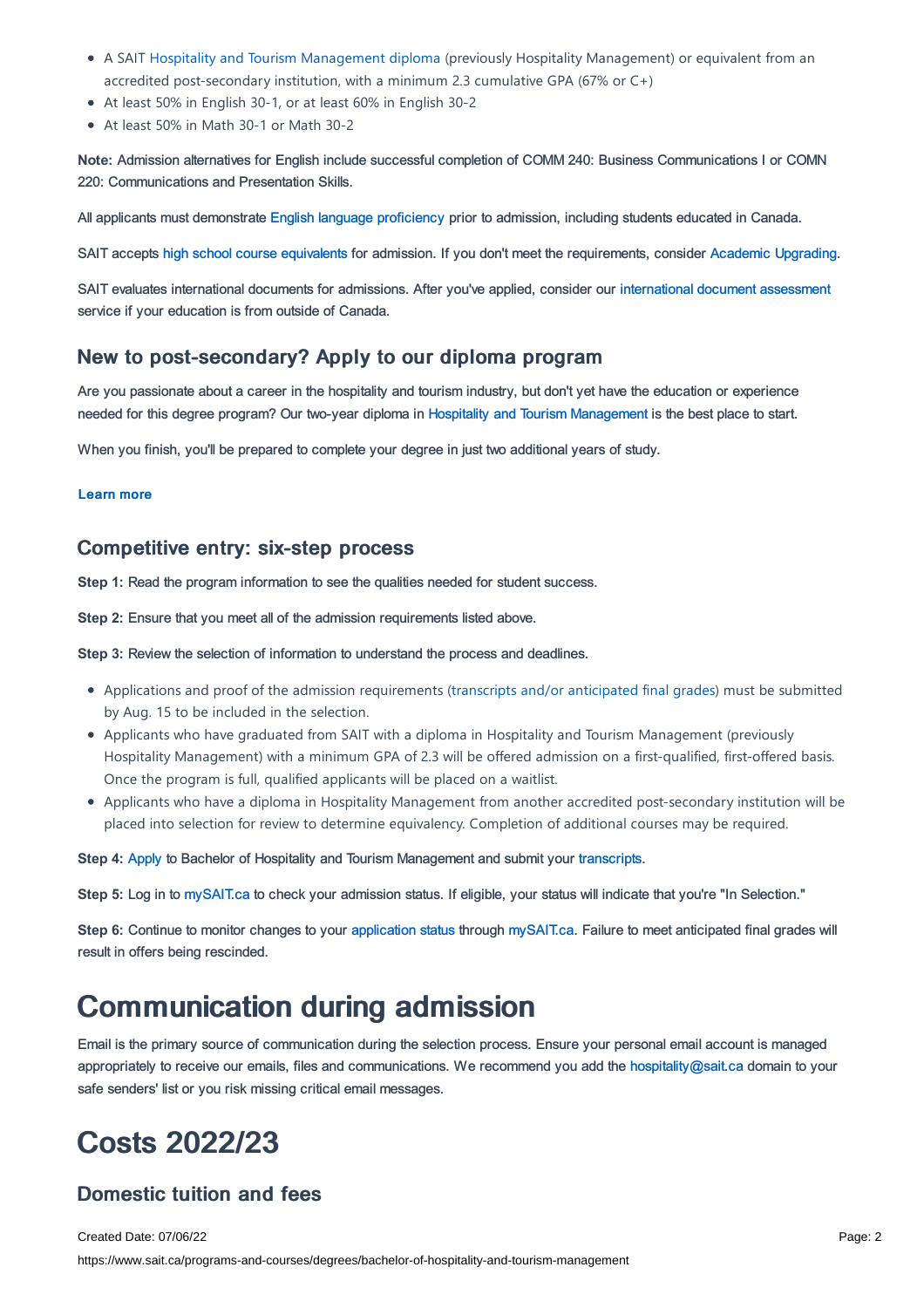- A SAIT Hospitality and Tourism Management diploma (previously Hospitality Management) or equivalent from an accredited post-secondary institution, with a minimum 2.3 cumulative GPA (67% or C+)
- At least 50% in English 30-1, or at least 60% in English 30-2
- At least 50% in Math 30-1 or Math 30-2

**Note:** Admission alternatives for English include successful completion of COMM 240: Business Communications I or COMN 220: Communications and Presentation Skills.

All applicants must demonstrate English language proficiency prior to admission, including students educated in Canada.

SAIT accepts high school course equivalents for admission. If you don't meet the requirements, consider Academic Upgrading.

SAIT evaluates international documents for admissions. After you've applied, consider our international document assessment service if your education is from outside of Canada.

## New to post-secondary? Apply to our diploma program

Are you passionate about a career in the hospitality and tourism industry, but don't yet have the education or experience needed for this degree program? Our two-year diploma in Hospitality and Tourism Management is the best place to start.

When you finish, you'll be prepared to complete your degree in just two additional years of study.

**Learn more**

## Competitive entry: six-step process

**Step 1:** Read the program information to see the qualities needed for student success.

**Step 2:** Ensure that you meet all of the admission requirements listed above.

**Step 3:** Review the selection of information to understand the process and deadlines.

- Applications and proof of the admission requirements (transcripts and/or anticipated final grades) must be submitted by Aug. 15 to be included in the selection.
- Applicants who have graduated from SAIT with a diploma in Hospitality and Tourism Management (previously Hospitality Management) with a minimum GPA of 2.3 will be offered admission on a first-qualified, first-offered basis. Once the program is full, qualified applicants will be placed on a waitlist.
- Applicants who have a diploma in Hospitality Management from another accredited post-secondary institution will be placed into selection for review to determine equivalency. Completion of additional courses may be required.

**Step 4:** Apply to Bachelor of Hospitality and Tourism Management and submit your transcripts.

**Step 5:** Log in to mySAIT.ca to check your admission status. If eligible, your status will indicate that you're "In Selection."

**Step 6:** Continue to monitor changes to your application status through mySAIT.ca. Failure to meet anticipated final grades will result in offers being rescinded.

# Communication during admission

Email is the primary source of communication during the selection process. Ensure your personal email account is managed appropriately to receive our emails, files and communications. We recommend you add the hospitality@sait.ca domain to your safe senders' list or you risk missing critical email messages.

# Costs 2022/23

## Domestic tuition and fees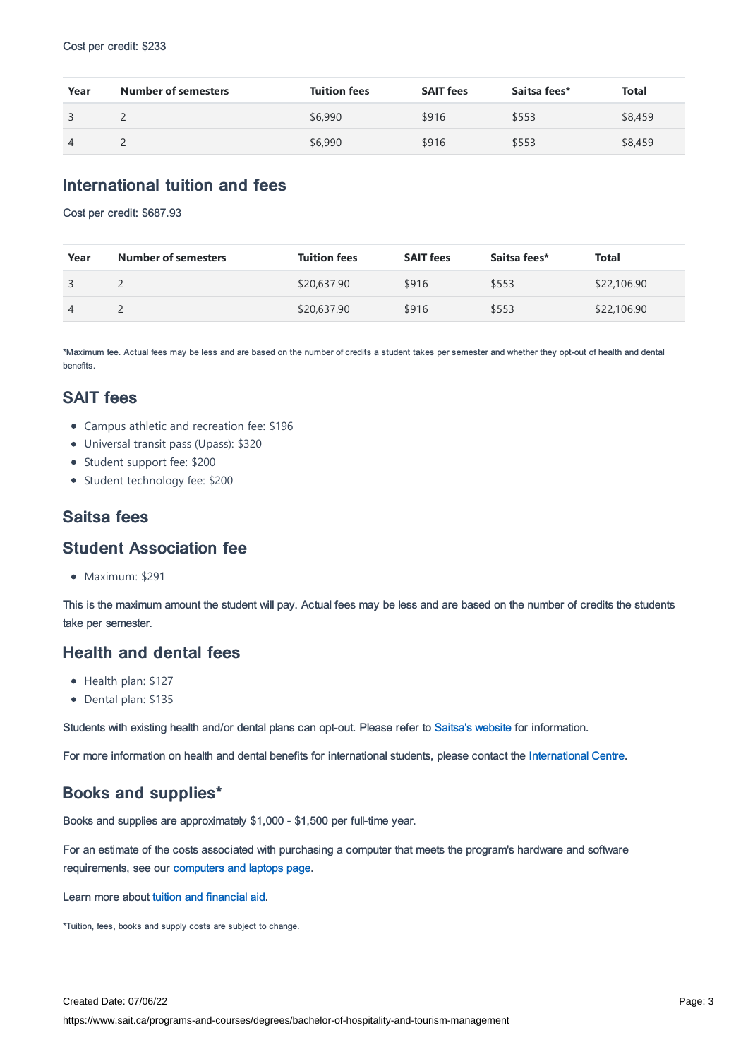Cost per credit: $233

| Year | Number of semesters | Tuition fees | SAIT fees | Saitsa fees* | Total |
|---|---|---|---|---|---|
| 3 | 2 | $6,990 | $916 | $553 | $8,459 |
| 4 | 2 | $6,990 | $916 | $553 | $8,459 |

## International tuition and fees

Cost per credit: $687.93

| Year | Number of semesters | Tuition fees | SAIT fees | Saitsa fees* | Total |
|---|---|---|---|---|---|
| 3 | 2 | $20,637.90 | $916 | $553 | $22,106.90 |
| 4 | 2 | $20,637.90 | $916 | $553 | $22,106.90 |

*Maximum fee. Actual fees may be less and are based on the number of credits a student takes per semester and whether they opt-out of health and dental benefits.

## SAIT fees

- Campus athletic and recreation fee: $196
- Universal transit pass (Upass): $320
- Student support fee: $200
- Student technology fee: $200

## Saitsa fees

## Student Association fee

- Maximum: $291

This is the maximum amount the student will pay. Actual fees may be less and are based on the number of credits the students take per semester.

## Health and dental fees

- Health plan: $127
- Dental plan: $135

Students with existing health and/or dental plans can opt-out. Please refer to Saitsa's website for information.

For more information on health and dental benefits for international students, please contact the International Centre.

## Books and supplies*

Books and supplies are approximately $1,000 - $1,500 per full-time year.

For an estimate of the costs associated with purchasing a computer that meets the program's hardware and software requirements, see our computers and laptops page.

Learn more about tuition and financial aid.

*Tuition, fees, books and supply costs are subject to change.